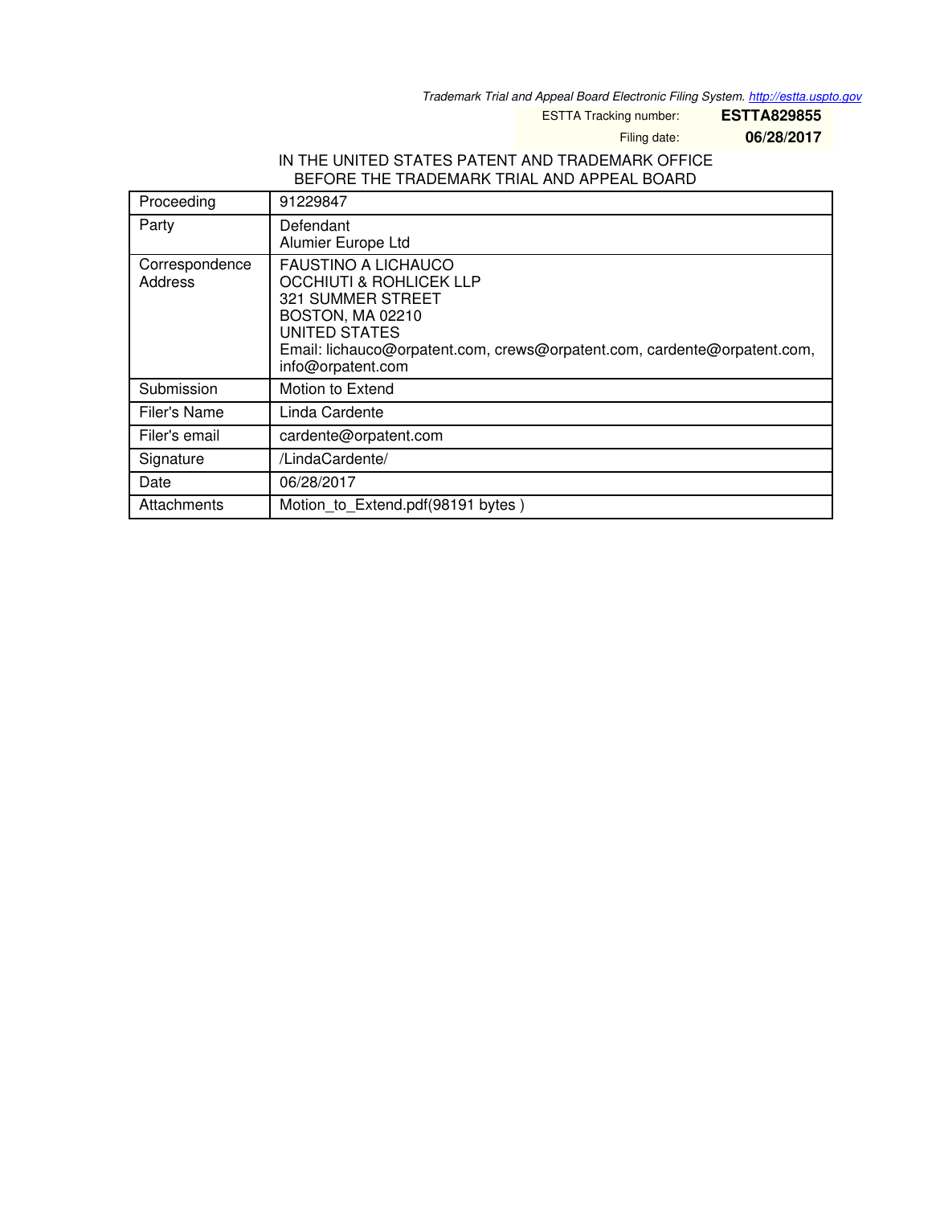Trademark Trial and Appeal Board Electronic Filing System. http://estta.uspto.gov

| ESTTA Tracking number: | **ESTTA829855** |
| --- | --- |
| Filing date: | **06/28/2017** |

IN THE UNITED STATES PATENT AND TRADEMARK OFFICE
BEFORE THE TRADEMARK TRIAL AND APPEAL BOARD

| Proceeding | 91229847 |
| --- | --- |
| Party | Defendant<br>Alumier Europe Ltd |
| Correspondence Address | FAUSTINO A LICHAUCO<br>OCCHIUTI & ROHLICEK LLP<br>321 SUMMER STREET<br>BOSTON, MA 02210<br>UNITED STATES<br>Email: lichauco@orpatent.com, crews@orpatent.com, cardente@orpatent.com, info@orpatent.com |
| Submission | Motion to Extend |
| Filer's Name | Linda Cardente |
| Filer's email | cardente@orpatent.com |
| Signature | /LindaCardente/ |
| Date | 06/28/2017 |
| Attachments | Motion_to_Extend.pdf(98191 bytes ) |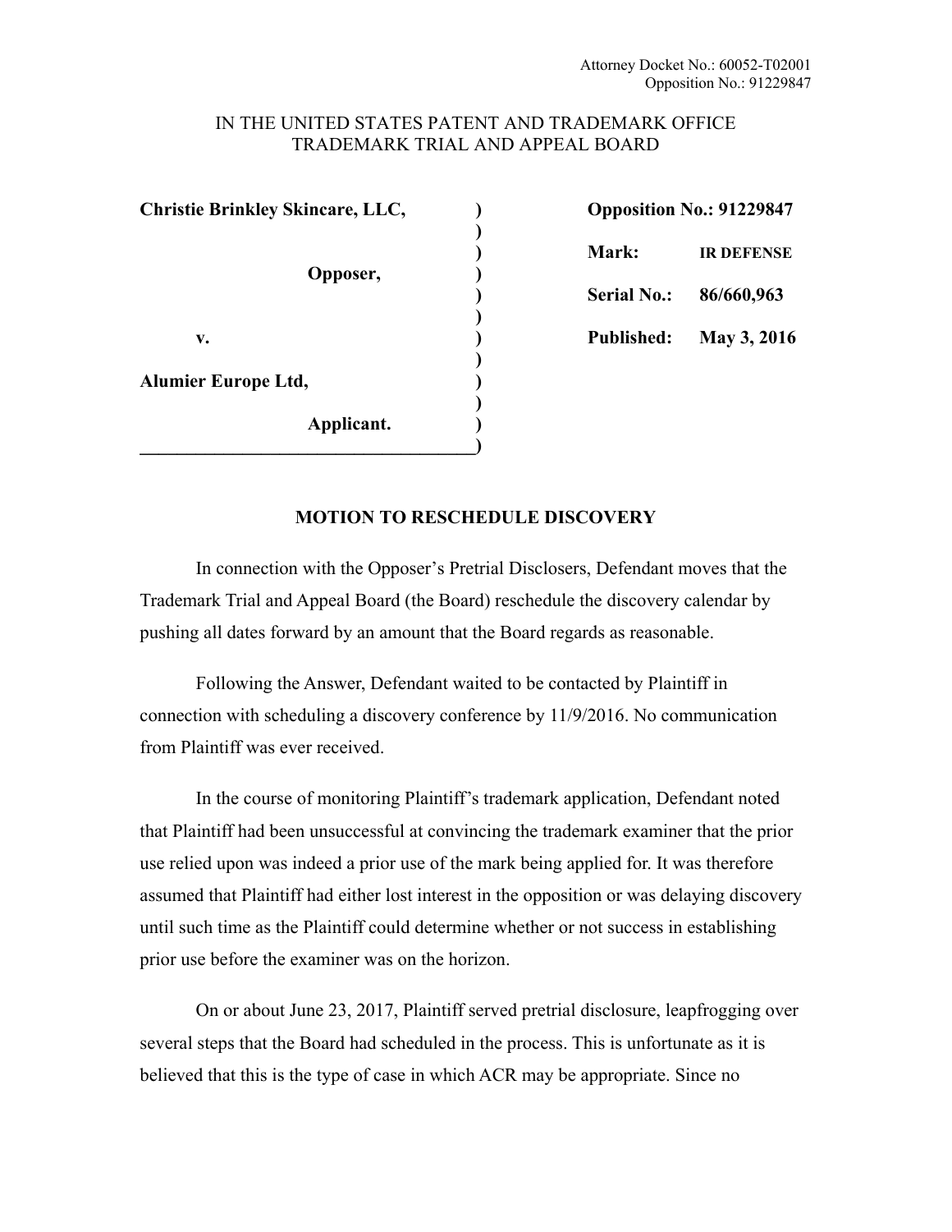Attorney Docket No.: 60052-T02001
Opposition No.: 91229847

IN THE UNITED STATES PATENT AND TRADEMARK OFFICE
TRADEMARK TRIAL AND APPEAL BOARD

| | | |
|---|---|---|
| **Christie Brinkley Skincare, LLC,** | ) | **Opposition No.: 91229847** |
| **Opposer,** | ) | **Mark: IR DEFENSE** |
| | ) | **Serial No.: 86/660,963** |
| **v.** | ) | **Published: May 3, 2016** |
| **Alumier Europe Ltd,** | ) | |
| **Applicant.** | ) | |

## MOTION TO RESCHEDULE DISCOVERY

In connection with the Opposer's Pretrial Disclosers, Defendant moves that the Trademark Trial and Appeal Board (the Board) reschedule the discovery calendar by pushing all dates forward by an amount that the Board regards as reasonable.

Following the Answer, Defendant waited to be contacted by Plaintiff in connection with scheduling a discovery conference by 11/9/2016. No communication from Plaintiff was ever received.

In the course of monitoring Plaintiff's trademark application, Defendant noted that Plaintiff had been unsuccessful at convincing the trademark examiner that the prior use relied upon was indeed a prior use of the mark being applied for. It was therefore assumed that Plaintiff had either lost interest in the opposition or was delaying discovery until such time as the Plaintiff could determine whether or not success in establishing prior use before the examiner was on the horizon.

On or about June 23, 2017, Plaintiff served pretrial disclosure, leapfrogging over several steps that the Board had scheduled in the process. This is unfortunate as it is believed that this is the type of case in which ACR may be appropriate. Since no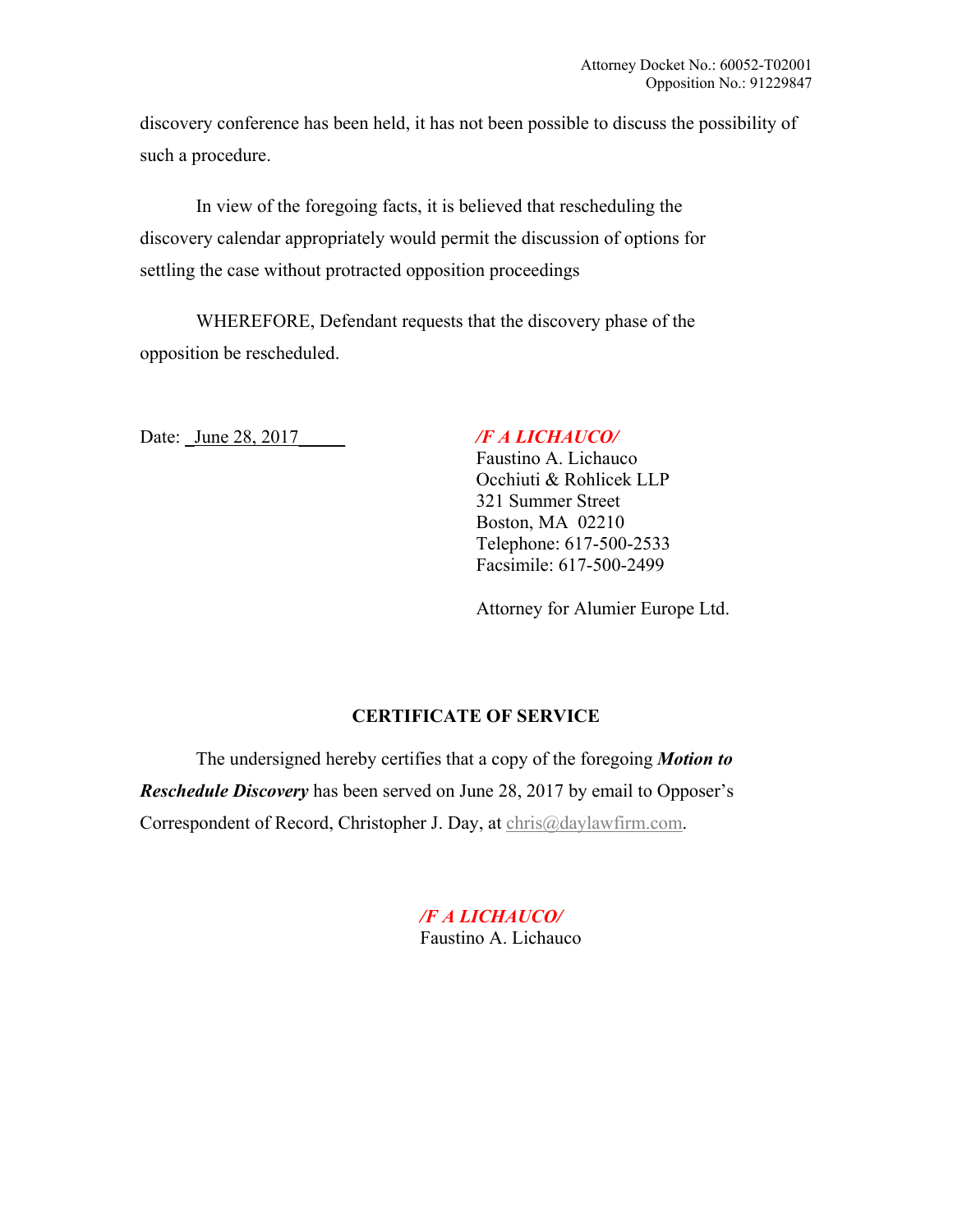discovery conference has been held, it has not been possible to discuss the possibility of such a procedure.

In view of the foregoing facts, it is believed that rescheduling the discovery calendar appropriately would permit the discussion of options for settling the case without protracted opposition proceedings

WHEREFORE, Defendant requests that the discovery phase of the opposition be rescheduled.

Date: June 28, 2017

*/F A LICHAUCO/*
Faustino A. Lichauco
Occhiuti & Rohlicek LLP
321 Summer Street
Boston, MA 02210
Telephone: 617-500-2533
Facsimile: 617-500-2499

Attorney for Alumier Europe Ltd.

**CERTIFICATE OF SERVICE**

The undersigned hereby certifies that a copy of the foregoing ***Motion to Reschedule Discovery*** has been served on June 28, 2017 by email to Opposer's Correspondent of Record, Christopher J. Day, at chris@daylawfirm.com.

*/F A LICHAUCO/*
Faustino A. Lichauco